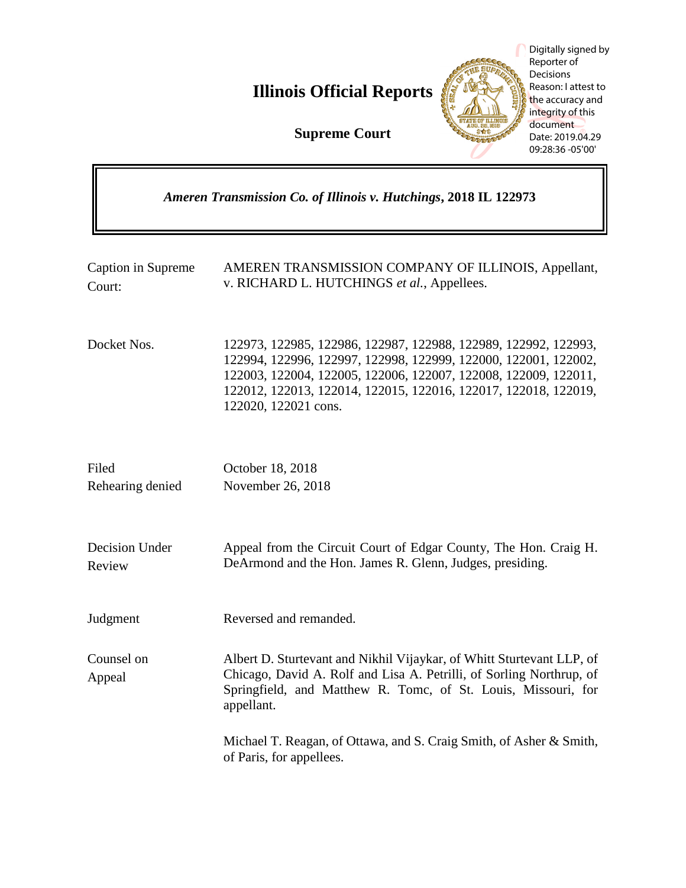# Illinois Official Reports

## Supreme Court

Digitally signed by Reporter of Decisions
Reason: I attest to the accuracy and integrity of this document
Date: 2019.04.29 09:28:36 -05'00'

***Ameren Transmission Co. of Illinois v. Hutchings*, 2018 IL 122973**

| | |
|---|---|
| Caption in Supreme Court: | AMEREN TRANSMISSION COMPANY OF ILLINOIS, Appellant, v. RICHARD L. HUTCHINGS *et al.*, Appellees. |
| Docket Nos. | 122973, 122985, 122986, 122987, 122988, 122989, 122992, 122993, 122994, 122996, 122997, 122998, 122999, 122000, 122001, 122002, 122003, 122004, 122005, 122006, 122007, 122008, 122009, 122011, 122012, 122013, 122014, 122015, 122016, 122017, 122018, 122019, 122020, 122021 cons. |
| Filed<br>Rehearing denied | October 18, 2018<br>November 26, 2018 |
| Decision Under Review | Appeal from the Circuit Court of Edgar County, The Hon. Craig H. DeArmond and the Hon. James R. Glenn, Judges, presiding. |
| Judgment | Reversed and remanded. |
| Counsel on Appeal | Albert D. Sturtevant and Nikhil Vijaykar, of Whitt Sturtevant LLP, of Chicago, David A. Rolf and Lisa A. Petrilli, of Sorling Northrup, of Springfield, and Matthew R. Tomc, of St. Louis, Missouri, for appellant.<br><br>Michael T. Reagan, of Ottawa, and S. Craig Smith, of Asher & Smith, of Paris, for appellees. |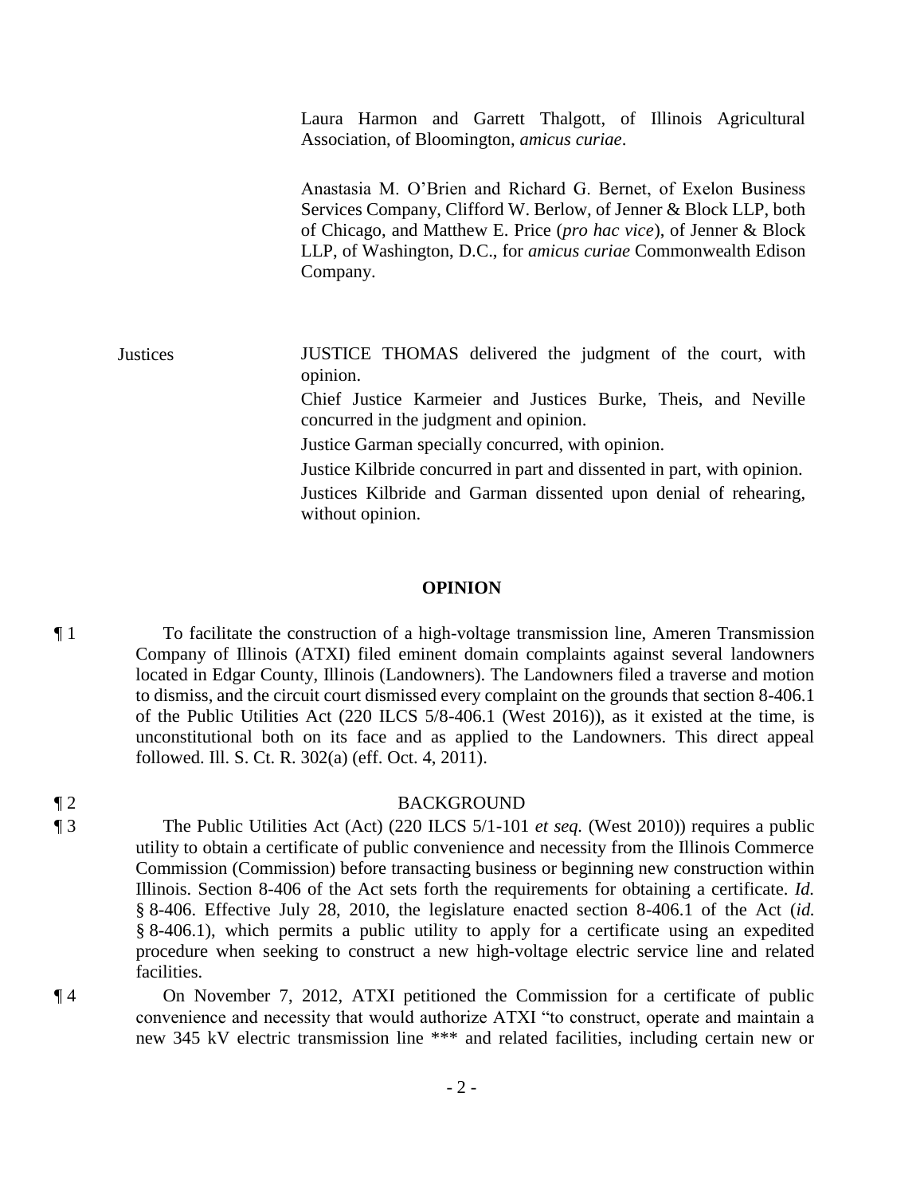Laura Harmon and Garrett Thalgott, of Illinois Agricultural Association, of Bloomington, *amicus curiae*.

Anastasia M. O'Brien and Richard G. Bernet, of Exelon Business Services Company, Clifford W. Berlow, of Jenner & Block LLP, both of Chicago, and Matthew E. Price (*pro hac vice*), of Jenner & Block LLP, of Washington, D.C., for *amicus curiae* Commonwealth Edison Company.

Justices

JUSTICE THOMAS delivered the judgment of the court, with opinion.

Chief Justice Karmeier and Justices Burke, Theis, and Neville concurred in the judgment and opinion.

Justice Garman specially concurred, with opinion.

Justice Kilbride concurred in part and dissented in part, with opinion.

Justices Kilbride and Garman dissented upon denial of rehearing, without opinion.

## OPINION

¶ 1 To facilitate the construction of a high-voltage transmission line, Ameren Transmission Company of Illinois (ATXI) filed eminent domain complaints against several landowners located in Edgar County, Illinois (Landowners). The Landowners filed a traverse and motion to dismiss, and the circuit court dismissed every complaint on the grounds that section 8-406.1 of the Public Utilities Act (220 ILCS 5/8-406.1 (West 2016)), as it existed at the time, is unconstitutional both on its face and as applied to the Landowners. This direct appeal followed. Ill. S. Ct. R. 302(a) (eff. Oct. 4, 2011).

¶ 2 BACKGROUND

¶ 3 The Public Utilities Act (Act) (220 ILCS 5/1-101 *et seq.* (West 2010)) requires a public utility to obtain a certificate of public convenience and necessity from the Illinois Commerce Commission (Commission) before transacting business or beginning new construction within Illinois. Section 8-406 of the Act sets forth the requirements for obtaining a certificate. *Id.* § 8-406. Effective July 28, 2010, the legislature enacted section 8-406.1 of the Act (*id.* § 8-406.1), which permits a public utility to apply for a certificate using an expedited procedure when seeking to construct a new high-voltage electric service line and related facilities.

¶ 4 On November 7, 2012, ATXI petitioned the Commission for a certificate of public convenience and necessity that would authorize ATXI "to construct, operate and maintain a new 345 kV electric transmission line *** and related facilities, including certain new or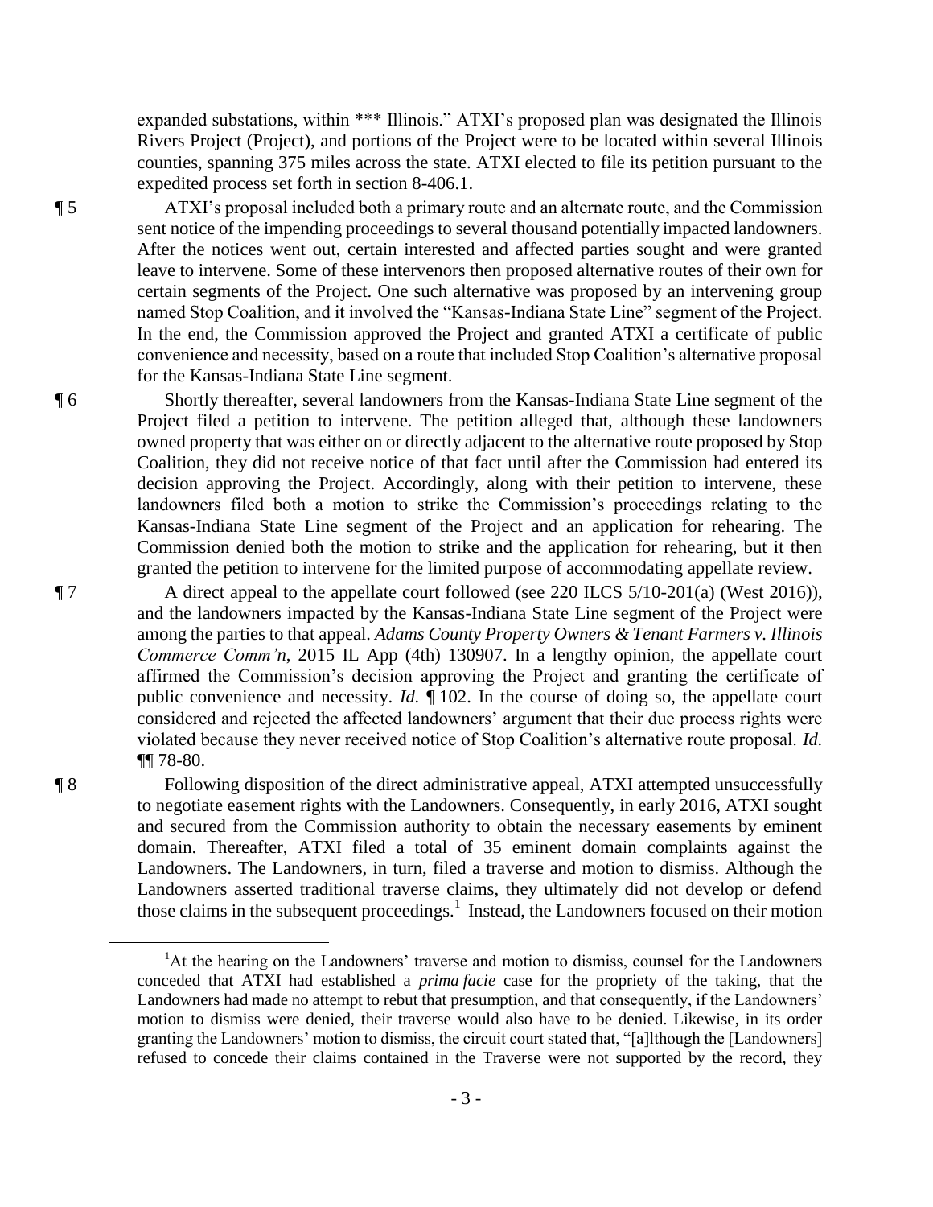expanded substations, within *** Illinois." ATXI's proposed plan was designated the Illinois Rivers Project (Project), and portions of the Project were to be located within several Illinois counties, spanning 375 miles across the state. ATXI elected to file its petition pursuant to the expedited process set forth in section 8-406.1.

¶ 5 ATXI's proposal included both a primary route and an alternate route, and the Commission sent notice of the impending proceedings to several thousand potentially impacted landowners. After the notices went out, certain interested and affected parties sought and were granted leave to intervene. Some of these intervenors then proposed alternative routes of their own for certain segments of the Project. One such alternative was proposed by an intervening group named Stop Coalition, and it involved the "Kansas-Indiana State Line" segment of the Project. In the end, the Commission approved the Project and granted ATXI a certificate of public convenience and necessity, based on a route that included Stop Coalition's alternative proposal for the Kansas-Indiana State Line segment.

¶ 6 Shortly thereafter, several landowners from the Kansas-Indiana State Line segment of the Project filed a petition to intervene. The petition alleged that, although these landowners owned property that was either on or directly adjacent to the alternative route proposed by Stop Coalition, they did not receive notice of that fact until after the Commission had entered its decision approving the Project. Accordingly, along with their petition to intervene, these landowners filed both a motion to strike the Commission's proceedings relating to the Kansas-Indiana State Line segment of the Project and an application for rehearing. The Commission denied both the motion to strike and the application for rehearing, but it then granted the petition to intervene for the limited purpose of accommodating appellate review.

¶ 7 A direct appeal to the appellate court followed (see 220 ILCS 5/10-201(a) (West 2016)), and the landowners impacted by the Kansas-Indiana State Line segment of the Project were among the parties to that appeal. *Adams County Property Owners & Tenant Farmers v. Illinois Commerce Comm'n*, 2015 IL App (4th) 130907. In a lengthy opinion, the appellate court affirmed the Commission's decision approving the Project and granting the certificate of public convenience and necessity. *Id.* ¶ 102. In the course of doing so, the appellate court considered and rejected the affected landowners' argument that their due process rights were violated because they never received notice of Stop Coalition's alternative route proposal. *Id.* ¶¶ 78-80.

¶ 8 Following disposition of the direct administrative appeal, ATXI attempted unsuccessfully to negotiate easement rights with the Landowners. Consequently, in early 2016, ATXI sought and secured from the Commission authority to obtain the necessary easements by eminent domain. Thereafter, ATXI filed a total of 35 eminent domain complaints against the Landowners. The Landowners, in turn, filed a traverse and motion to dismiss. Although the Landowners asserted traditional traverse claims, they ultimately did not develop or defend those claims in the subsequent proceedings.[1] Instead, the Landowners focused on their motion

[1]At the hearing on the Landowners' traverse and motion to dismiss, counsel for the Landowners conceded that ATXI had established a *prima facie* case for the propriety of the taking, that the Landowners had made no attempt to rebut that presumption, and that consequently, if the Landowners' motion to dismiss were denied, their traverse would also have to be denied. Likewise, in its order granting the Landowners' motion to dismiss, the circuit court stated that, "[a]lthough the [Landowners] refused to concede their claims contained in the Traverse were not supported by the record, they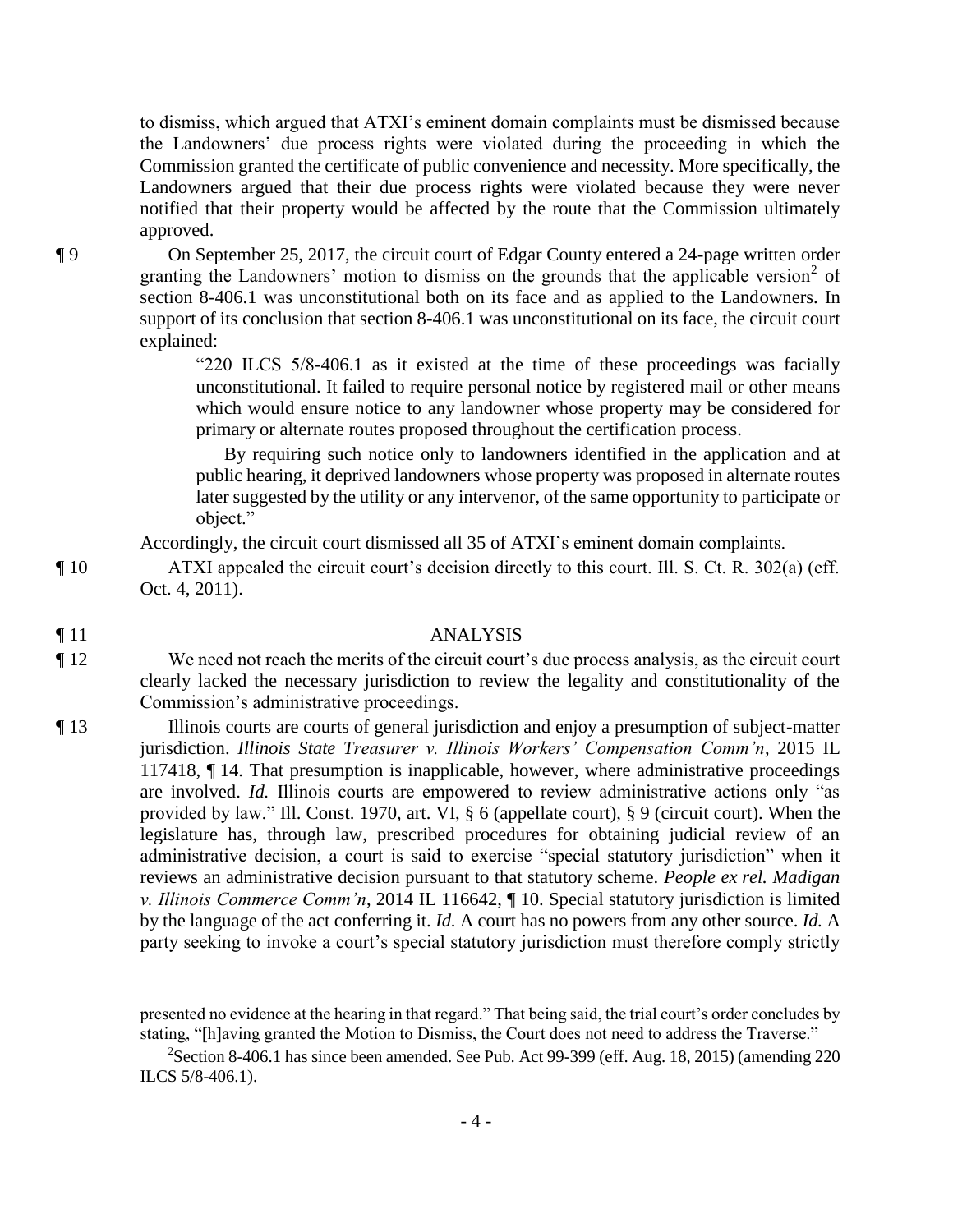to dismiss, which argued that ATXI's eminent domain complaints must be dismissed because the Landowners' due process rights were violated during the proceeding in which the Commission granted the certificate of public convenience and necessity. More specifically, the Landowners argued that their due process rights were violated because they were never notified that their property would be affected by the route that the Commission ultimately approved.

¶ 9 On September 25, 2017, the circuit court of Edgar County entered a 24-page written order granting the Landowners' motion to dismiss on the grounds that the applicable version[2] of section 8-406.1 was unconstitutional both on its face and as applied to the Landowners. In support of its conclusion that section 8-406.1 was unconstitutional on its face, the circuit court explained:

> "220 ILCS 5/8-406.1 as it existed at the time of these proceedings was facially unconstitutional. It failed to require personal notice by registered mail or other means which would ensure notice to any landowner whose property may be considered for primary or alternate routes proposed throughout the certification process.
>
> By requiring such notice only to landowners identified in the application and at public hearing, it deprived landowners whose property was proposed in alternate routes later suggested by the utility or any intervenor, of the same opportunity to participate or object."

Accordingly, the circuit court dismissed all 35 of ATXI's eminent domain complaints.

¶ 10 ATXI appealed the circuit court's decision directly to this court. Ill. S. Ct. R. 302(a) (eff. Oct. 4, 2011).

¶ 11 ANALYSIS

¶ 12 We need not reach the merits of the circuit court's due process analysis, as the circuit court clearly lacked the necessary jurisdiction to review the legality and constitutionality of the Commission's administrative proceedings.

¶ 13 Illinois courts are courts of general jurisdiction and enjoy a presumption of subject-matter jurisdiction. *Illinois State Treasurer v. Illinois Workers' Compensation Comm'n*, 2015 IL 117418, ¶ 14. That presumption is inapplicable, however, where administrative proceedings are involved. *Id.* Illinois courts are empowered to review administrative actions only "as provided by law." Ill. Const. 1970, art. VI, § 6 (appellate court), § 9 (circuit court). When the legislature has, through law, prescribed procedures for obtaining judicial review of an administrative decision, a court is said to exercise "special statutory jurisdiction" when it reviews an administrative decision pursuant to that statutory scheme. *People ex rel. Madigan v. Illinois Commerce Comm'n*, 2014 IL 116642, ¶ 10. Special statutory jurisdiction is limited by the language of the act conferring it. *Id.* A court has no powers from any other source. *Id.* A party seeking to invoke a court's special statutory jurisdiction must therefore comply strictly

---

presented no evidence at the hearing in that regard." That being said, the trial court's order concludes by stating, "[h]aving granted the Motion to Dismiss, the Court does not need to address the Traverse."

[2]Section 8-406.1 has since been amended. See Pub. Act 99-399 (eff. Aug. 18, 2015) (amending 220 ILCS 5/8-406.1).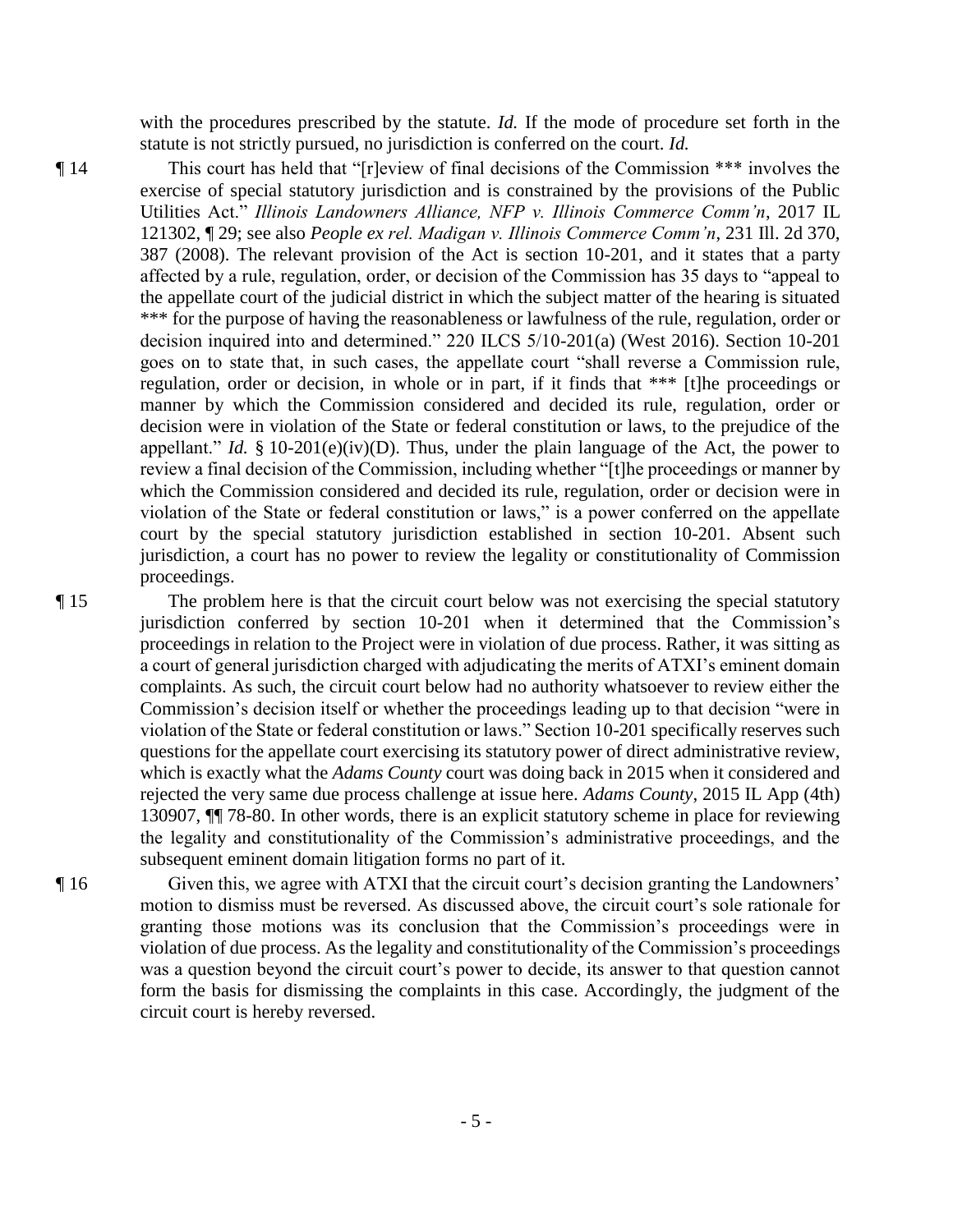with the procedures prescribed by the statute. *Id.* If the mode of procedure set forth in the statute is not strictly pursued, no jurisdiction is conferred on the court. *Id.*

¶ 14 This court has held that "[r]eview of final decisions of the Commission *** involves the exercise of special statutory jurisdiction and is constrained by the provisions of the Public Utilities Act." *Illinois Landowners Alliance, NFP v. Illinois Commerce Comm'n*, 2017 IL 121302, ¶ 29; see also *People ex rel. Madigan v. Illinois Commerce Comm'n*, 231 Ill. 2d 370, 387 (2008). The relevant provision of the Act is section 10-201, and it states that a party affected by a rule, regulation, order, or decision of the Commission has 35 days to "appeal to the appellate court of the judicial district in which the subject matter of the hearing is situated *** for the purpose of having the reasonableness or lawfulness of the rule, regulation, order or decision inquired into and determined." 220 ILCS 5/10-201(a) (West 2016). Section 10-201 goes on to state that, in such cases, the appellate court "shall reverse a Commission rule, regulation, order or decision, in whole or in part, if it finds that *** [t]he proceedings or manner by which the Commission considered and decided its rule, regulation, order or decision were in violation of the State or federal constitution or laws, to the prejudice of the appellant." *Id.* § 10-201(e)(iv)(D). Thus, under the plain language of the Act, the power to review a final decision of the Commission, including whether "[t]he proceedings or manner by which the Commission considered and decided its rule, regulation, order or decision were in violation of the State or federal constitution or laws," is a power conferred on the appellate court by the special statutory jurisdiction established in section 10-201. Absent such jurisdiction, a court has no power to review the legality or constitutionality of Commission proceedings.

¶ 15 The problem here is that the circuit court below was not exercising the special statutory jurisdiction conferred by section 10-201 when it determined that the Commission's proceedings in relation to the Project were in violation of due process. Rather, it was sitting as a court of general jurisdiction charged with adjudicating the merits of ATXI's eminent domain complaints. As such, the circuit court below had no authority whatsoever to review either the Commission's decision itself or whether the proceedings leading up to that decision "were in violation of the State or federal constitution or laws." Section 10-201 specifically reserves such questions for the appellate court exercising its statutory power of direct administrative review, which is exactly what the *Adams County* court was doing back in 2015 when it considered and rejected the very same due process challenge at issue here. *Adams County*, 2015 IL App (4th) 130907, ¶¶ 78-80. In other words, there is an explicit statutory scheme in place for reviewing the legality and constitutionality of the Commission's administrative proceedings, and the subsequent eminent domain litigation forms no part of it.

¶ 16 Given this, we agree with ATXI that the circuit court's decision granting the Landowners' motion to dismiss must be reversed. As discussed above, the circuit court's sole rationale for granting those motions was its conclusion that the Commission's proceedings were in violation of due process. As the legality and constitutionality of the Commission's proceedings was a question beyond the circuit court's power to decide, its answer to that question cannot form the basis for dismissing the complaints in this case. Accordingly, the judgment of the circuit court is hereby reversed.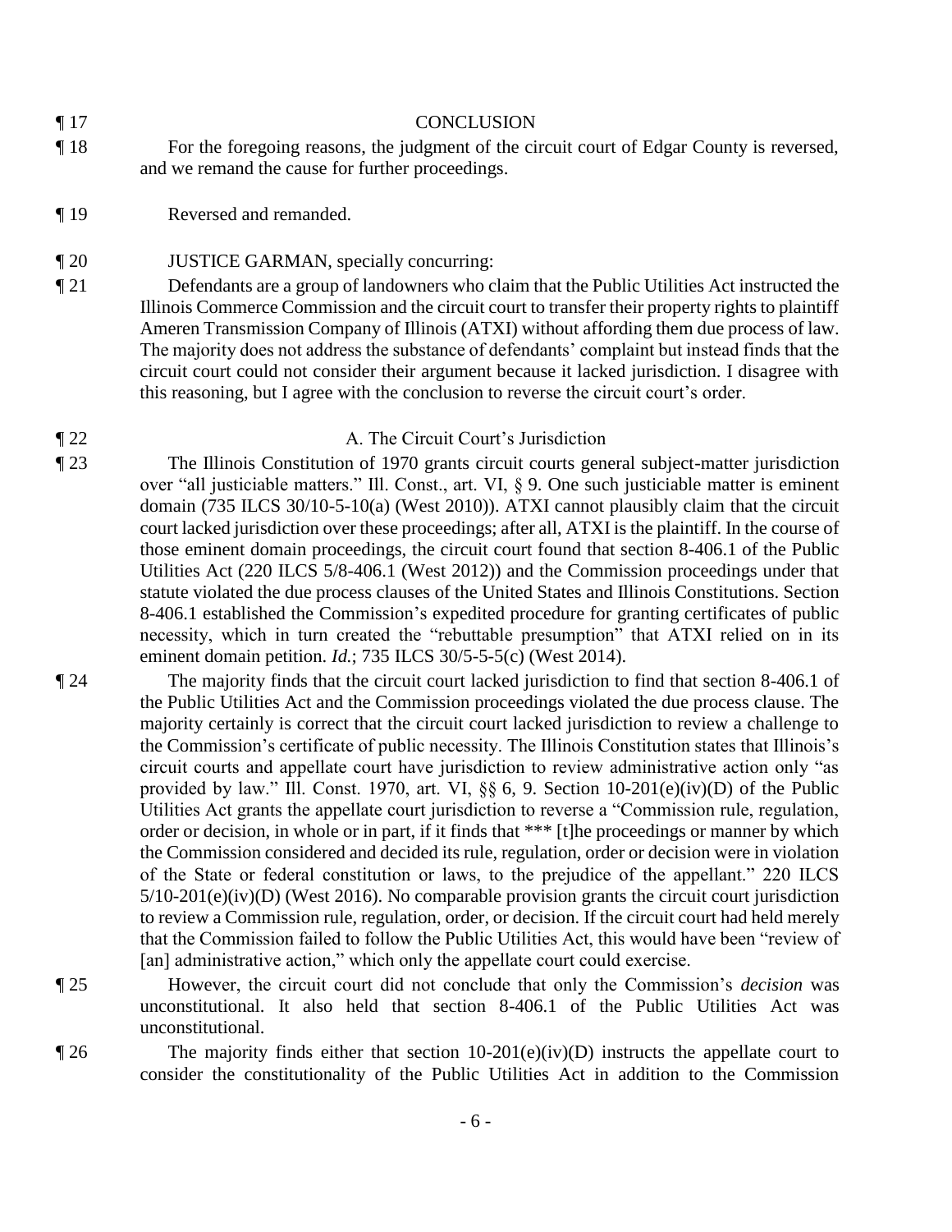¶ 17 CONCLUSION

¶ 18 For the foregoing reasons, the judgment of the circuit court of Edgar County is reversed, and we remand the cause for further proceedings.

¶ 19 Reversed and remanded.

¶ 20 JUSTICE GARMAN, specially concurring:

¶ 21 Defendants are a group of landowners who claim that the Public Utilities Act instructed the Illinois Commerce Commission and the circuit court to transfer their property rights to plaintiff Ameren Transmission Company of Illinois (ATXI) without affording them due process of law. The majority does not address the substance of defendants' complaint but instead finds that the circuit court could not consider their argument because it lacked jurisdiction. I disagree with this reasoning, but I agree with the conclusion to reverse the circuit court's order.

¶ 22 A. The Circuit Court's Jurisdiction

¶ 23 The Illinois Constitution of 1970 grants circuit courts general subject-matter jurisdiction over "all justiciable matters." Ill. Const., art. VI, § 9. One such justiciable matter is eminent domain (735 ILCS 30/10-5-10(a) (West 2010)). ATXI cannot plausibly claim that the circuit court lacked jurisdiction over these proceedings; after all, ATXI is the plaintiff. In the course of those eminent domain proceedings, the circuit court found that section 8-406.1 of the Public Utilities Act (220 ILCS 5/8-406.1 (West 2012)) and the Commission proceedings under that statute violated the due process clauses of the United States and Illinois Constitutions. Section 8-406.1 established the Commission's expedited procedure for granting certificates of public necessity, which in turn created the "rebuttable presumption" that ATXI relied on in its eminent domain petition. *Id.*; 735 ILCS 30/5-5-5(c) (West 2014).

¶ 24 The majority finds that the circuit court lacked jurisdiction to find that section 8-406.1 of the Public Utilities Act and the Commission proceedings violated the due process clause. The majority certainly is correct that the circuit court lacked jurisdiction to review a challenge to the Commission's certificate of public necessity. The Illinois Constitution states that Illinois's circuit courts and appellate court have jurisdiction to review administrative action only "as provided by law." Ill. Const. 1970, art. VI, §§ 6, 9. Section 10-201(e)(iv)(D) of the Public Utilities Act grants the appellate court jurisdiction to reverse a "Commission rule, regulation, order or decision, in whole or in part, if it finds that *** [t]he proceedings or manner by which the Commission considered and decided its rule, regulation, order or decision were in violation of the State or federal constitution or laws, to the prejudice of the appellant." 220 ILCS 5/10-201(e)(iv)(D) (West 2016). No comparable provision grants the circuit court jurisdiction to review a Commission rule, regulation, order, or decision. If the circuit court had held merely that the Commission failed to follow the Public Utilities Act, this would have been "review of [an] administrative action," which only the appellate court could exercise.

¶ 25 However, the circuit court did not conclude that only the Commission's *decision* was unconstitutional. It also held that section 8-406.1 of the Public Utilities Act was unconstitutional.

¶ 26 The majority finds either that section 10-201(e)(iv)(D) instructs the appellate court to consider the constitutionality of the Public Utilities Act in addition to the Commission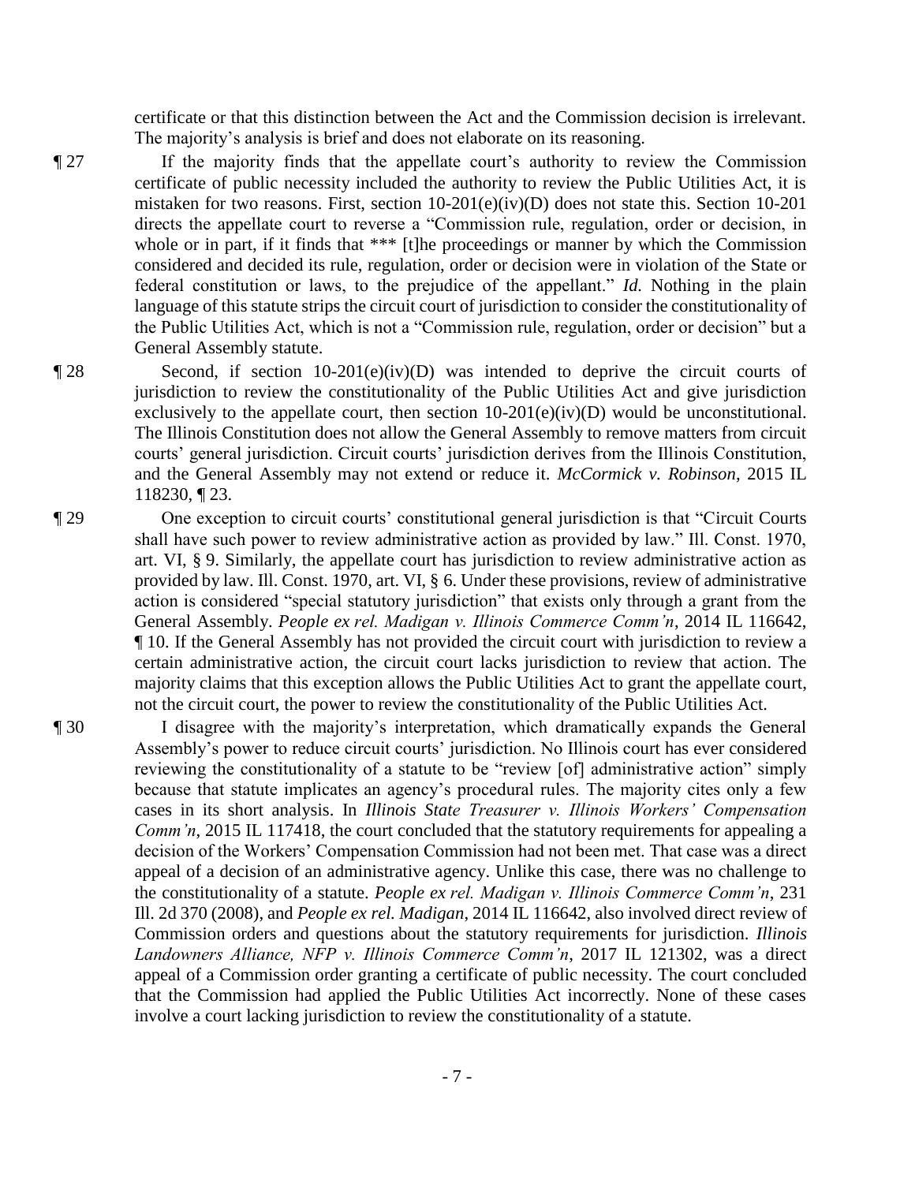certificate or that this distinction between the Act and the Commission decision is irrelevant. The majority's analysis is brief and does not elaborate on its reasoning.

¶ 27 If the majority finds that the appellate court's authority to review the Commission certificate of public necessity included the authority to review the Public Utilities Act, it is mistaken for two reasons. First, section 10-201(e)(iv)(D) does not state this. Section 10-201 directs the appellate court to reverse a "Commission rule, regulation, order or decision, in whole or in part, if it finds that *** [t]he proceedings or manner by which the Commission considered and decided its rule, regulation, order or decision were in violation of the State or federal constitution or laws, to the prejudice of the appellant." *Id.* Nothing in the plain language of this statute strips the circuit court of jurisdiction to consider the constitutionality of the Public Utilities Act, which is not a "Commission rule, regulation, order or decision" but a General Assembly statute.

¶ 28 Second, if section 10-201(e)(iv)(D) was intended to deprive the circuit courts of jurisdiction to review the constitutionality of the Public Utilities Act and give jurisdiction exclusively to the appellate court, then section 10-201(e)(iv)(D) would be unconstitutional. The Illinois Constitution does not allow the General Assembly to remove matters from circuit courts' general jurisdiction. Circuit courts' jurisdiction derives from the Illinois Constitution, and the General Assembly may not extend or reduce it. *McCormick v. Robinson*, 2015 IL 118230, ¶ 23.

¶ 29 One exception to circuit courts' constitutional general jurisdiction is that "Circuit Courts shall have such power to review administrative action as provided by law." Ill. Const. 1970, art. VI, § 9. Similarly, the appellate court has jurisdiction to review administrative action as provided by law. Ill. Const. 1970, art. VI, § 6. Under these provisions, review of administrative action is considered "special statutory jurisdiction" that exists only through a grant from the General Assembly. *People ex rel. Madigan v. Illinois Commerce Comm'n*, 2014 IL 116642, ¶ 10. If the General Assembly has not provided the circuit court with jurisdiction to review a certain administrative action, the circuit court lacks jurisdiction to review that action. The majority claims that this exception allows the Public Utilities Act to grant the appellate court, not the circuit court, the power to review the constitutionality of the Public Utilities Act.

¶ 30 I disagree with the majority's interpretation, which dramatically expands the General Assembly's power to reduce circuit courts' jurisdiction. No Illinois court has ever considered reviewing the constitutionality of a statute to be "review [of] administrative action" simply because that statute implicates an agency's procedural rules. The majority cites only a few cases in its short analysis. In *Illinois State Treasurer v. Illinois Workers' Compensation Comm'n*, 2015 IL 117418, the court concluded that the statutory requirements for appealing a decision of the Workers' Compensation Commission had not been met. That case was a direct appeal of a decision of an administrative agency. Unlike this case, there was no challenge to the constitutionality of a statute. *People ex rel. Madigan v. Illinois Commerce Comm'n*, 231 Ill. 2d 370 (2008), and *People ex rel. Madigan*, 2014 IL 116642, also involved direct review of Commission orders and questions about the statutory requirements for jurisdiction. *Illinois Landowners Alliance, NFP v. Illinois Commerce Comm'n*, 2017 IL 121302, was a direct appeal of a Commission order granting a certificate of public necessity. The court concluded that the Commission had applied the Public Utilities Act incorrectly. None of these cases involve a court lacking jurisdiction to review the constitutionality of a statute.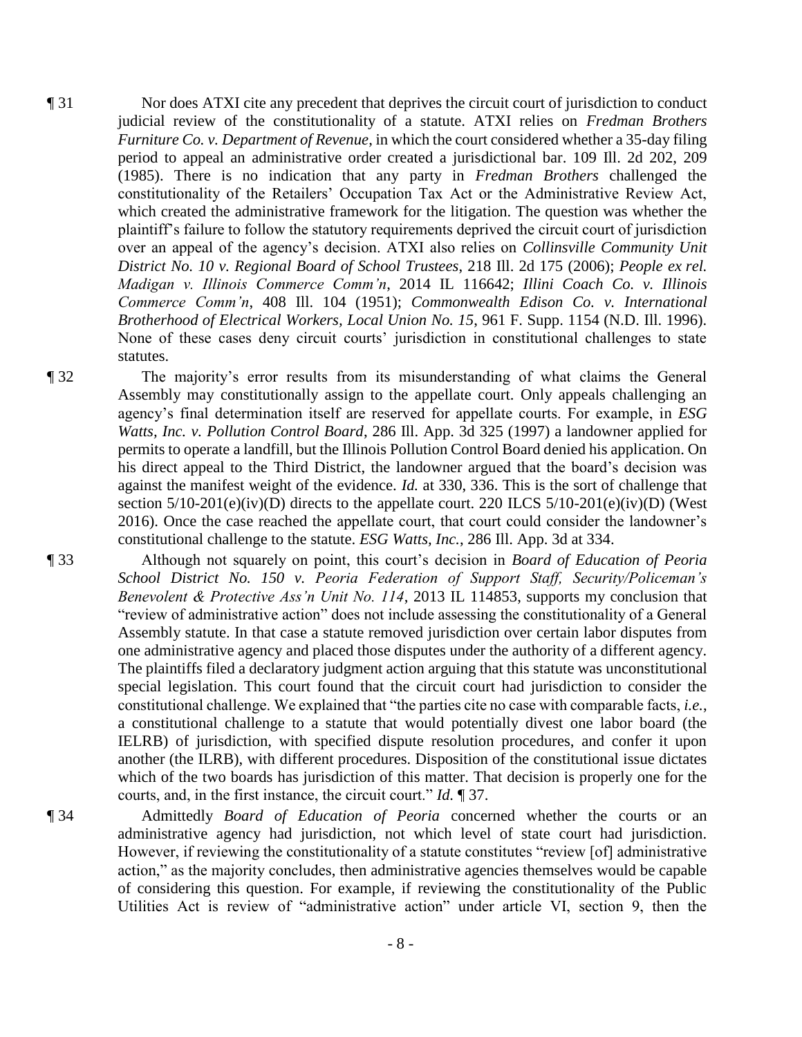¶ 31 Nor does ATXI cite any precedent that deprives the circuit court of jurisdiction to conduct judicial review of the constitutionality of a statute. ATXI relies on *Fredman Brothers Furniture Co. v. Department of Revenue*, in which the court considered whether a 35-day filing period to appeal an administrative order created a jurisdictional bar. 109 Ill. 2d 202, 209 (1985). There is no indication that any party in *Fredman Brothers* challenged the constitutionality of the Retailers' Occupation Tax Act or the Administrative Review Act, which created the administrative framework for the litigation. The question was whether the plaintiff's failure to follow the statutory requirements deprived the circuit court of jurisdiction over an appeal of the agency's decision. ATXI also relies on *Collinsville Community Unit District No. 10 v. Regional Board of School Trustees*, 218 Ill. 2d 175 (2006); *People ex rel. Madigan v. Illinois Commerce Comm'n*, 2014 IL 116642; *Illini Coach Co. v. Illinois Commerce Comm'n*, 408 Ill. 104 (1951); *Commonwealth Edison Co. v. International Brotherhood of Electrical Workers, Local Union No. 15*, 961 F. Supp. 1154 (N.D. Ill. 1996). None of these cases deny circuit courts' jurisdiction in constitutional challenges to state statutes.

¶ 32 The majority's error results from its misunderstanding of what claims the General Assembly may constitutionally assign to the appellate court. Only appeals challenging an agency's final determination itself are reserved for appellate courts. For example, in *ESG Watts, Inc. v. Pollution Control Board*, 286 Ill. App. 3d 325 (1997) a landowner applied for permits to operate a landfill, but the Illinois Pollution Control Board denied his application. On his direct appeal to the Third District, the landowner argued that the board's decision was against the manifest weight of the evidence. *Id.* at 330, 336. This is the sort of challenge that section 5/10-201(e)(iv)(D) directs to the appellate court. 220 ILCS 5/10-201(e)(iv)(D) (West 2016). Once the case reached the appellate court, that court could consider the landowner's constitutional challenge to the statute. *ESG Watts, Inc.*, 286 Ill. App. 3d at 334.

¶ 33 Although not squarely on point, this court's decision in *Board of Education of Peoria School District No. 150 v. Peoria Federation of Support Staff, Security/Policeman's Benevolent & Protective Ass'n Unit No. 114*, 2013 IL 114853, supports my conclusion that "review of administrative action" does not include assessing the constitutionality of a General Assembly statute. In that case a statute removed jurisdiction over certain labor disputes from one administrative agency and placed those disputes under the authority of a different agency. The plaintiffs filed a declaratory judgment action arguing that this statute was unconstitutional special legislation. This court found that the circuit court had jurisdiction to consider the constitutional challenge. We explained that "the parties cite no case with comparable facts, *i.e.*, a constitutional challenge to a statute that would potentially divest one labor board (the IELRB) of jurisdiction, with specified dispute resolution procedures, and confer it upon another (the ILRB), with different procedures. Disposition of the constitutional issue dictates which of the two boards has jurisdiction of this matter. That decision is properly one for the courts, and, in the first instance, the circuit court." *Id.* ¶ 37.

¶ 34 Admittedly *Board of Education of Peoria* concerned whether the courts or an administrative agency had jurisdiction, not which level of state court had jurisdiction. However, if reviewing the constitutionality of a statute constitutes "review [of] administrative action," as the majority concludes, then administrative agencies themselves would be capable of considering this question. For example, if reviewing the constitutionality of the Public Utilities Act is review of "administrative action" under article VI, section 9, then the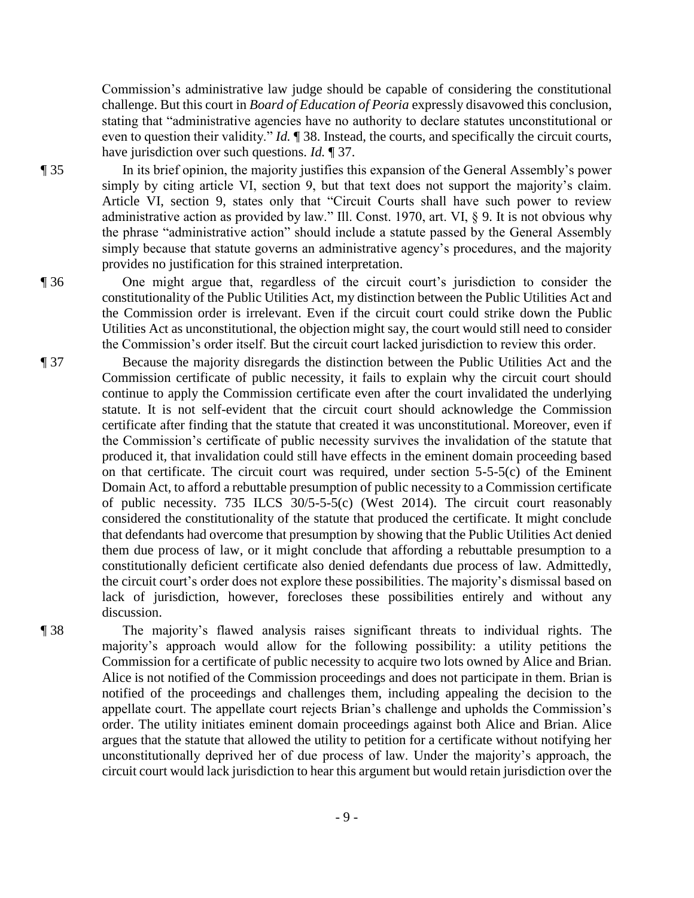Commission's administrative law judge should be capable of considering the constitutional challenge. But this court in *Board of Education of Peoria* expressly disavowed this conclusion, stating that "administrative agencies have no authority to declare statutes unconstitutional or even to question their validity." *Id.* ¶ 38. Instead, the courts, and specifically the circuit courts, have jurisdiction over such questions. *Id.* ¶ 37.

¶ 35 In its brief opinion, the majority justifies this expansion of the General Assembly's power simply by citing article VI, section 9, but that text does not support the majority's claim. Article VI, section 9, states only that "Circuit Courts shall have such power to review administrative action as provided by law." Ill. Const. 1970, art. VI, § 9. It is not obvious why the phrase "administrative action" should include a statute passed by the General Assembly simply because that statute governs an administrative agency's procedures, and the majority provides no justification for this strained interpretation.

¶ 36 One might argue that, regardless of the circuit court's jurisdiction to consider the constitutionality of the Public Utilities Act, my distinction between the Public Utilities Act and the Commission order is irrelevant. Even if the circuit court could strike down the Public Utilities Act as unconstitutional, the objection might say, the court would still need to consider the Commission's order itself. But the circuit court lacked jurisdiction to review this order.

¶ 37 Because the majority disregards the distinction between the Public Utilities Act and the Commission certificate of public necessity, it fails to explain why the circuit court should continue to apply the Commission certificate even after the court invalidated the underlying statute. It is not self-evident that the circuit court should acknowledge the Commission certificate after finding that the statute that created it was unconstitutional. Moreover, even if the Commission's certificate of public necessity survives the invalidation of the statute that produced it, that invalidation could still have effects in the eminent domain proceeding based on that certificate. The circuit court was required, under section 5-5-5(c) of the Eminent Domain Act, to afford a rebuttable presumption of public necessity to a Commission certificate of public necessity. 735 ILCS 30/5-5-5(c) (West 2014). The circuit court reasonably considered the constitutionality of the statute that produced the certificate. It might conclude that defendants had overcome that presumption by showing that the Public Utilities Act denied them due process of law, or it might conclude that affording a rebuttable presumption to a constitutionally deficient certificate also denied defendants due process of law. Admittedly, the circuit court's order does not explore these possibilities. The majority's dismissal based on lack of jurisdiction, however, forecloses these possibilities entirely and without any discussion.

¶ 38 The majority's flawed analysis raises significant threats to individual rights. The majority's approach would allow for the following possibility: a utility petitions the Commission for a certificate of public necessity to acquire two lots owned by Alice and Brian. Alice is not notified of the Commission proceedings and does not participate in them. Brian is notified of the proceedings and challenges them, including appealing the decision to the appellate court. The appellate court rejects Brian's challenge and upholds the Commission's order. The utility initiates eminent domain proceedings against both Alice and Brian. Alice argues that the statute that allowed the utility to petition for a certificate without notifying her unconstitutionally deprived her of due process of law. Under the majority's approach, the circuit court would lack jurisdiction to hear this argument but would retain jurisdiction over the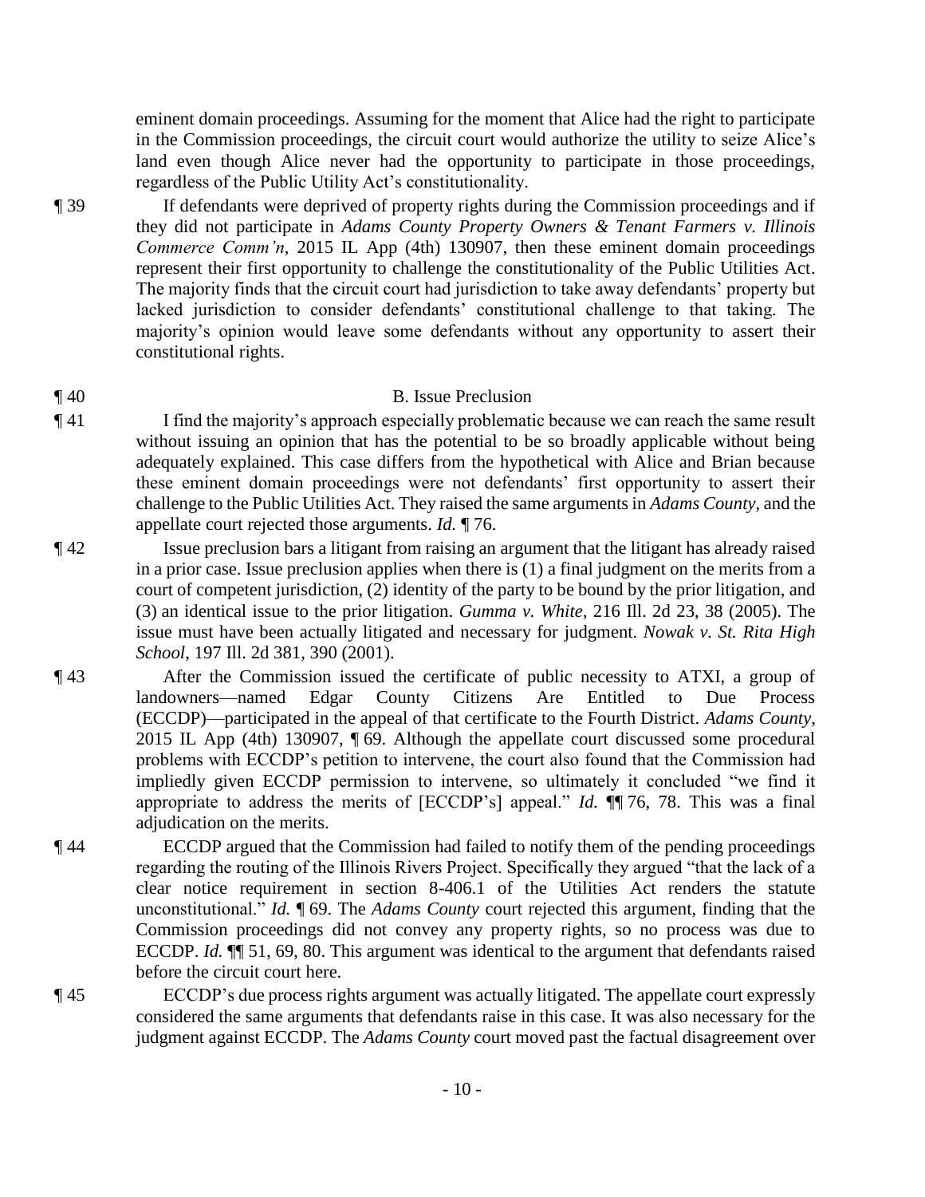eminent domain proceedings. Assuming for the moment that Alice had the right to participate in the Commission proceedings, the circuit court would authorize the utility to seize Alice's land even though Alice never had the opportunity to participate in those proceedings, regardless of the Public Utility Act's constitutionality.

¶ 39 If defendants were deprived of property rights during the Commission proceedings and if they did not participate in *Adams County Property Owners & Tenant Farmers v. Illinois Commerce Comm'n*, 2015 IL App (4th) 130907, then these eminent domain proceedings represent their first opportunity to challenge the constitutionality of the Public Utilities Act. The majority finds that the circuit court had jurisdiction to take away defendants' property but lacked jurisdiction to consider defendants' constitutional challenge to that taking. The majority's opinion would leave some defendants without any opportunity to assert their constitutional rights.

¶ 40 B. Issue Preclusion

¶ 41 I find the majority's approach especially problematic because we can reach the same result without issuing an opinion that has the potential to be so broadly applicable without being adequately explained. This case differs from the hypothetical with Alice and Brian because these eminent domain proceedings were not defendants' first opportunity to assert their challenge to the Public Utilities Act. They raised the same arguments in *Adams County*, and the appellate court rejected those arguments. *Id.* ¶ 76.

¶ 42 Issue preclusion bars a litigant from raising an argument that the litigant has already raised in a prior case. Issue preclusion applies when there is (1) a final judgment on the merits from a court of competent jurisdiction, (2) identity of the party to be bound by the prior litigation, and (3) an identical issue to the prior litigation. *Gumma v. White*, 216 Ill. 2d 23, 38 (2005). The issue must have been actually litigated and necessary for judgment. *Nowak v. St. Rita High School*, 197 Ill. 2d 381, 390 (2001).

¶ 43 After the Commission issued the certificate of public necessity to ATXI, a group of landowners—named Edgar County Citizens Are Entitled to Due Process (ECCDP)—participated in the appeal of that certificate to the Fourth District. *Adams County*, 2015 IL App (4th) 130907, ¶ 69. Although the appellate court discussed some procedural problems with ECCDP's petition to intervene, the court also found that the Commission had impliedly given ECCDP permission to intervene, so ultimately it concluded "we find it appropriate to address the merits of [ECCDP's] appeal." *Id.* ¶¶ 76, 78. This was a final adjudication on the merits.

¶ 44 ECCDP argued that the Commission had failed to notify them of the pending proceedings regarding the routing of the Illinois Rivers Project. Specifically they argued "that the lack of a clear notice requirement in section 8-406.1 of the Utilities Act renders the statute unconstitutional." *Id.* ¶ 69. The *Adams County* court rejected this argument, finding that the Commission proceedings did not convey any property rights, so no process was due to ECCDP. *Id.* ¶¶ 51, 69, 80. This argument was identical to the argument that defendants raised before the circuit court here.

¶ 45 ECCDP's due process rights argument was actually litigated. The appellate court expressly considered the same arguments that defendants raise in this case. It was also necessary for the judgment against ECCDP. The *Adams County* court moved past the factual disagreement over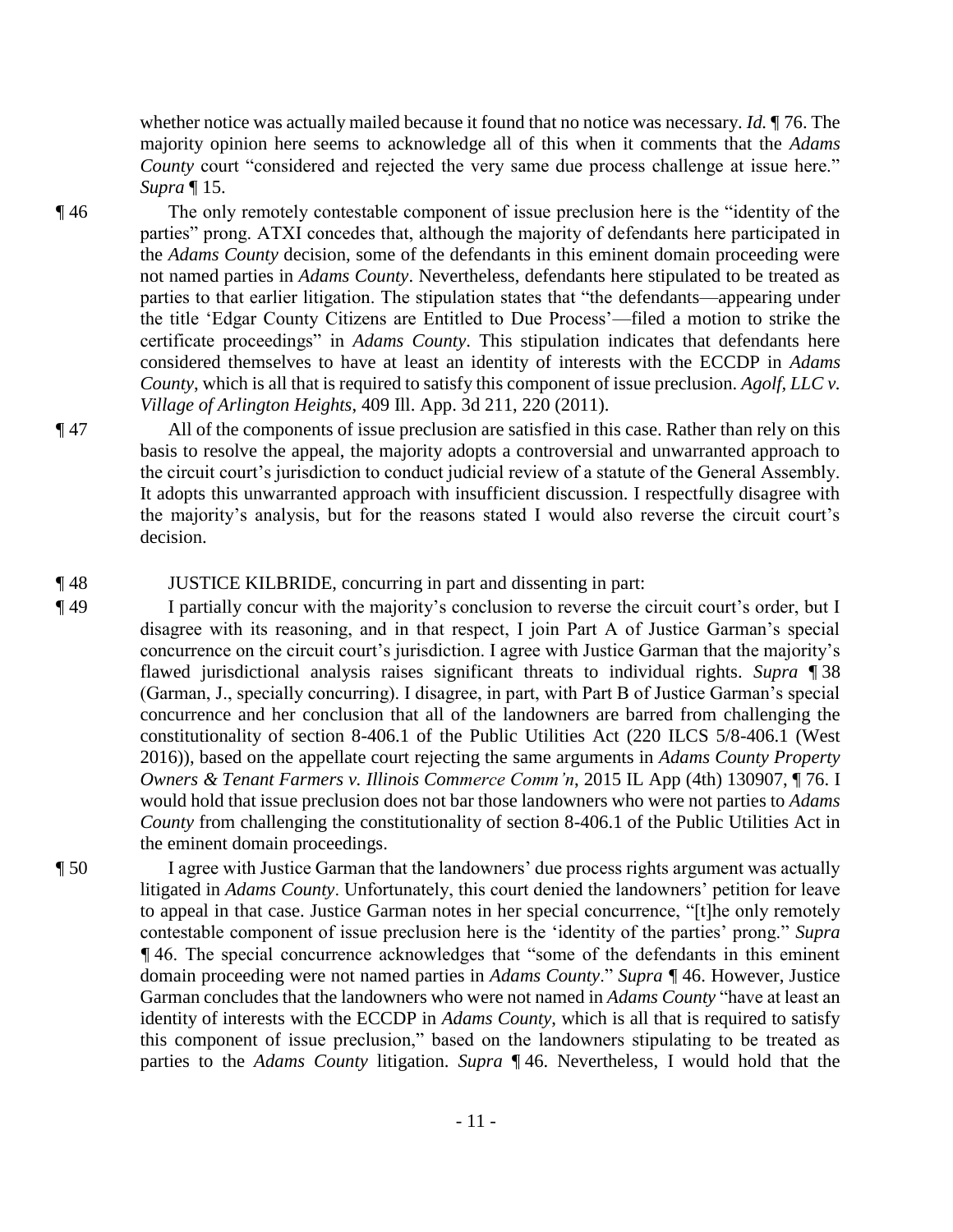whether notice was actually mailed because it found that no notice was necessary. *Id.* ¶ 76. The majority opinion here seems to acknowledge all of this when it comments that the *Adams County* court "considered and rejected the very same due process challenge at issue here." *Supra* ¶ 15.

¶ 46 The only remotely contestable component of issue preclusion here is the "identity of the parties" prong. ATXI concedes that, although the majority of defendants here participated in the *Adams County* decision, some of the defendants in this eminent domain proceeding were not named parties in *Adams County*. Nevertheless, defendants here stipulated to be treated as parties to that earlier litigation. The stipulation states that "the defendants—appearing under the title 'Edgar County Citizens are Entitled to Due Process'—filed a motion to strike the certificate proceedings" in *Adams County*. This stipulation indicates that defendants here considered themselves to have at least an identity of interests with the ECCDP in *Adams County*, which is all that is required to satisfy this component of issue preclusion. *Agolf, LLC v. Village of Arlington Heights*, 409 Ill. App. 3d 211, 220 (2011).

¶ 47 All of the components of issue preclusion are satisfied in this case. Rather than rely on this basis to resolve the appeal, the majority adopts a controversial and unwarranted approach to the circuit court's jurisdiction to conduct judicial review of a statute of the General Assembly. It adopts this unwarranted approach with insufficient discussion. I respectfully disagree with the majority's analysis, but for the reasons stated I would also reverse the circuit court's decision.

¶ 48 JUSTICE KILBRIDE, concurring in part and dissenting in part:

¶ 49 I partially concur with the majority's conclusion to reverse the circuit court's order, but I disagree with its reasoning, and in that respect, I join Part A of Justice Garman's special concurrence on the circuit court's jurisdiction. I agree with Justice Garman that the majority's flawed jurisdictional analysis raises significant threats to individual rights. *Supra* ¶ 38 (Garman, J., specially concurring). I disagree, in part, with Part B of Justice Garman's special concurrence and her conclusion that all of the landowners are barred from challenging the constitutionality of section 8-406.1 of the Public Utilities Act (220 ILCS 5/8-406.1 (West 2016)), based on the appellate court rejecting the same arguments in *Adams County Property Owners & Tenant Farmers v. Illinois Commerce Comm'n*, 2015 IL App (4th) 130907, ¶ 76. I would hold that issue preclusion does not bar those landowners who were not parties to *Adams County* from challenging the constitutionality of section 8-406.1 of the Public Utilities Act in the eminent domain proceedings.

¶ 50 I agree with Justice Garman that the landowners' due process rights argument was actually litigated in *Adams County*. Unfortunately, this court denied the landowners' petition for leave to appeal in that case. Justice Garman notes in her special concurrence, "[t]he only remotely contestable component of issue preclusion here is the 'identity of the parties' prong." *Supra* ¶ 46. The special concurrence acknowledges that "some of the defendants in this eminent domain proceeding were not named parties in *Adams County*." *Supra* ¶ 46. However, Justice Garman concludes that the landowners who were not named in *Adams County* "have at least an identity of interests with the ECCDP in *Adams County*, which is all that is required to satisfy this component of issue preclusion," based on the landowners stipulating to be treated as parties to the *Adams County* litigation. *Supra* ¶ 46. Nevertheless, I would hold that the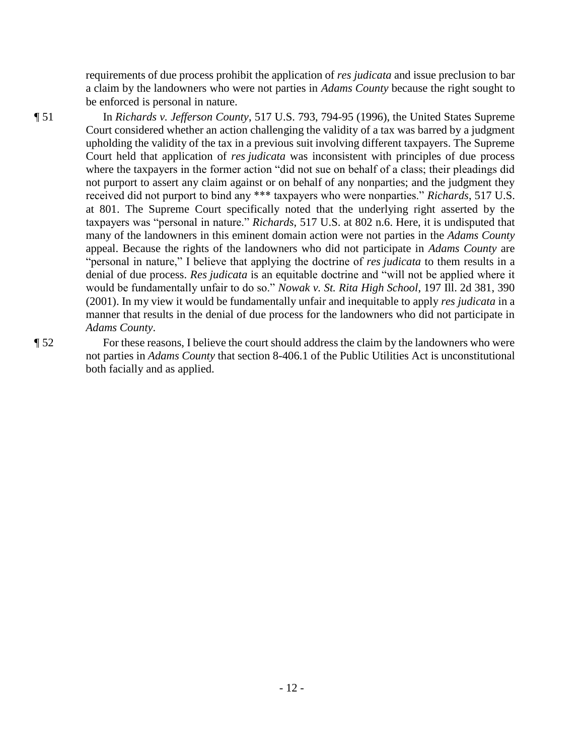requirements of due process prohibit the application of *res judicata* and issue preclusion to bar a claim by the landowners who were not parties in *Adams County* because the right sought to be enforced is personal in nature.

¶ 51 In *Richards v. Jefferson County*, 517 U.S. 793, 794-95 (1996), the United States Supreme Court considered whether an action challenging the validity of a tax was barred by a judgment upholding the validity of the tax in a previous suit involving different taxpayers. The Supreme Court held that application of *res judicata* was inconsistent with principles of due process where the taxpayers in the former action "did not sue on behalf of a class; their pleadings did not purport to assert any claim against or on behalf of any nonparties; and the judgment they received did not purport to bind any *** taxpayers who were nonparties." *Richards*, 517 U.S. at 801. The Supreme Court specifically noted that the underlying right asserted by the taxpayers was "personal in nature." *Richards*, 517 U.S. at 802 n.6. Here, it is undisputed that many of the landowners in this eminent domain action were not parties in the *Adams County* appeal. Because the rights of the landowners who did not participate in *Adams County* are "personal in nature," I believe that applying the doctrine of *res judicata* to them results in a denial of due process. *Res judicata* is an equitable doctrine and "will not be applied where it would be fundamentally unfair to do so." *Nowak v. St. Rita High School*, 197 Ill. 2d 381, 390 (2001). In my view it would be fundamentally unfair and inequitable to apply *res judicata* in a manner that results in the denial of due process for the landowners who did not participate in *Adams County*.

¶ 52 For these reasons, I believe the court should address the claim by the landowners who were not parties in *Adams County* that section 8-406.1 of the Public Utilities Act is unconstitutional both facially and as applied.